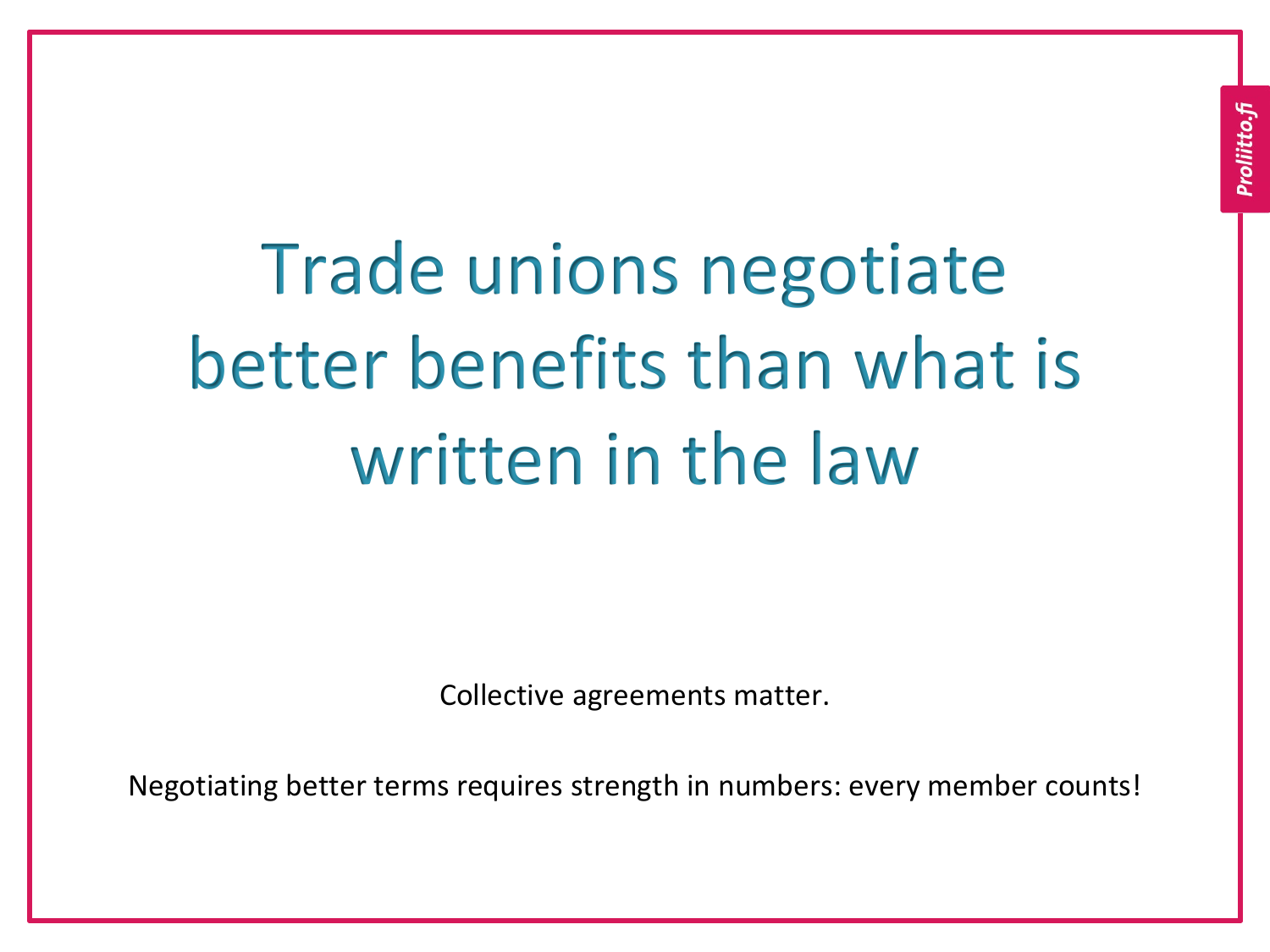# Trade unions negotiate better benefits than what is written in the law

Collective agreements matter.

Negotiating better terms requires strength in numbers: every member counts!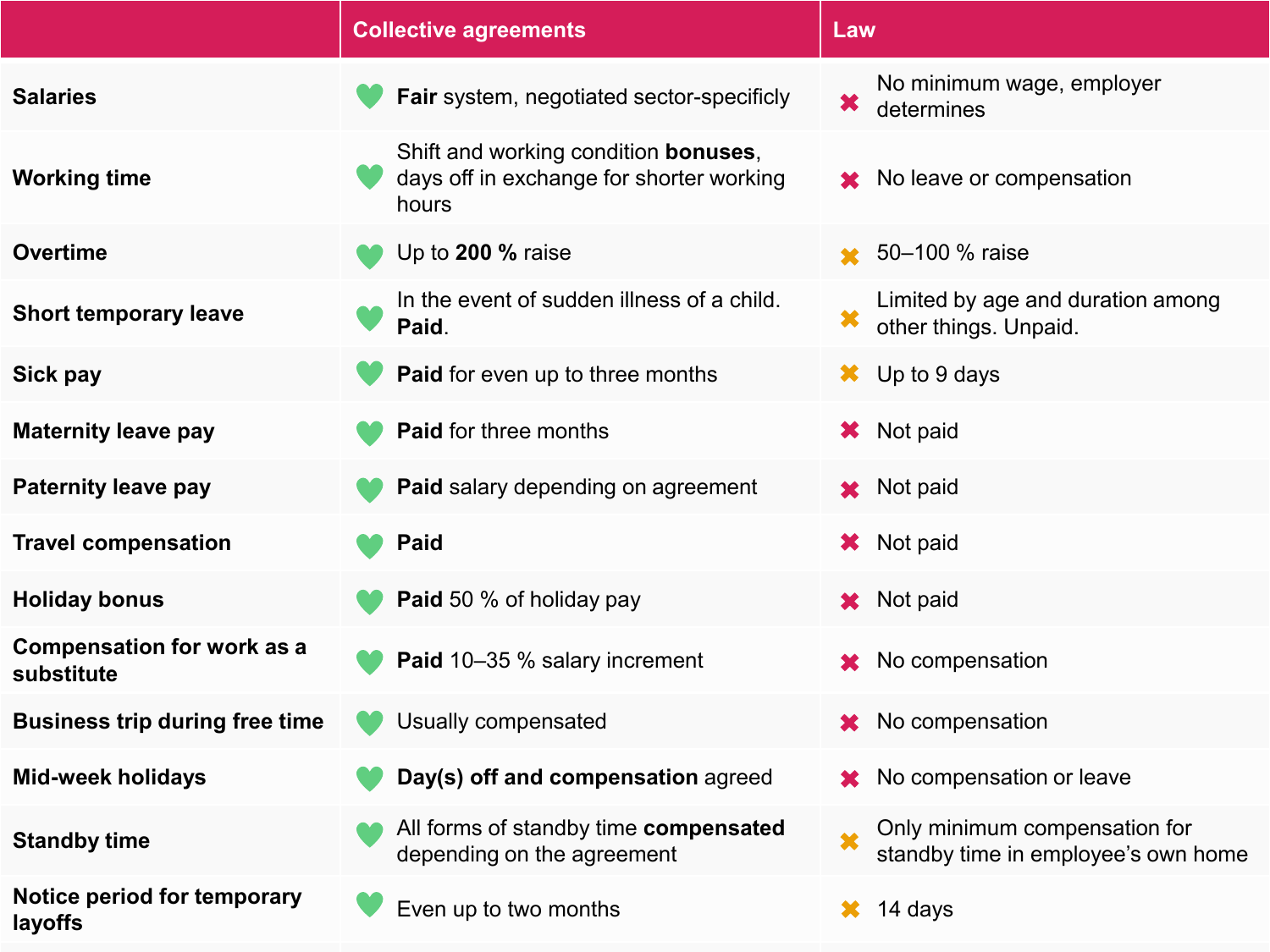| | Collective agreements | Law |
|---|---|---|
| **Salaries** | **Fair** system, negotiated sector-specificly | No minimum wage, employer determines |
| **Working time** | Shift and working condition **bonuses**, days off in exchange for shorter working hours | No leave or compensation |
| **Overtime** | Up to **200 %** raise | 50–100 % raise |
| **Short temporary leave** | In the event of sudden illness of a child. **Paid**. | Limited by age and duration among other things. Unpaid. |
| **Sick pay** | **Paid** for even up to three months | Up to 9 days |
| **Maternity leave pay** | **Paid** for three months | Not paid |
| **Paternity leave pay** | **Paid** salary depending on agreement | Not paid |
| **Travel compensation** | **Paid** | Not paid |
| **Holiday bonus** | **Paid** 50 % of holiday pay | Not paid |
| **Compensation for work as a substitute** | **Paid** 10–35 % salary increment | No compensation |
| **Business trip during free time** | Usually compensated | No compensation |
| **Mid-week holidays** | **Day(s) off and compensation** agreed | No compensation or leave |
| **Standby time** | All forms of standby time **compensated** depending on the agreement | Only minimum compensation for standby time in employee's own home |
| **Notice period for temporary layoffs** | Even up to two months | 14 days |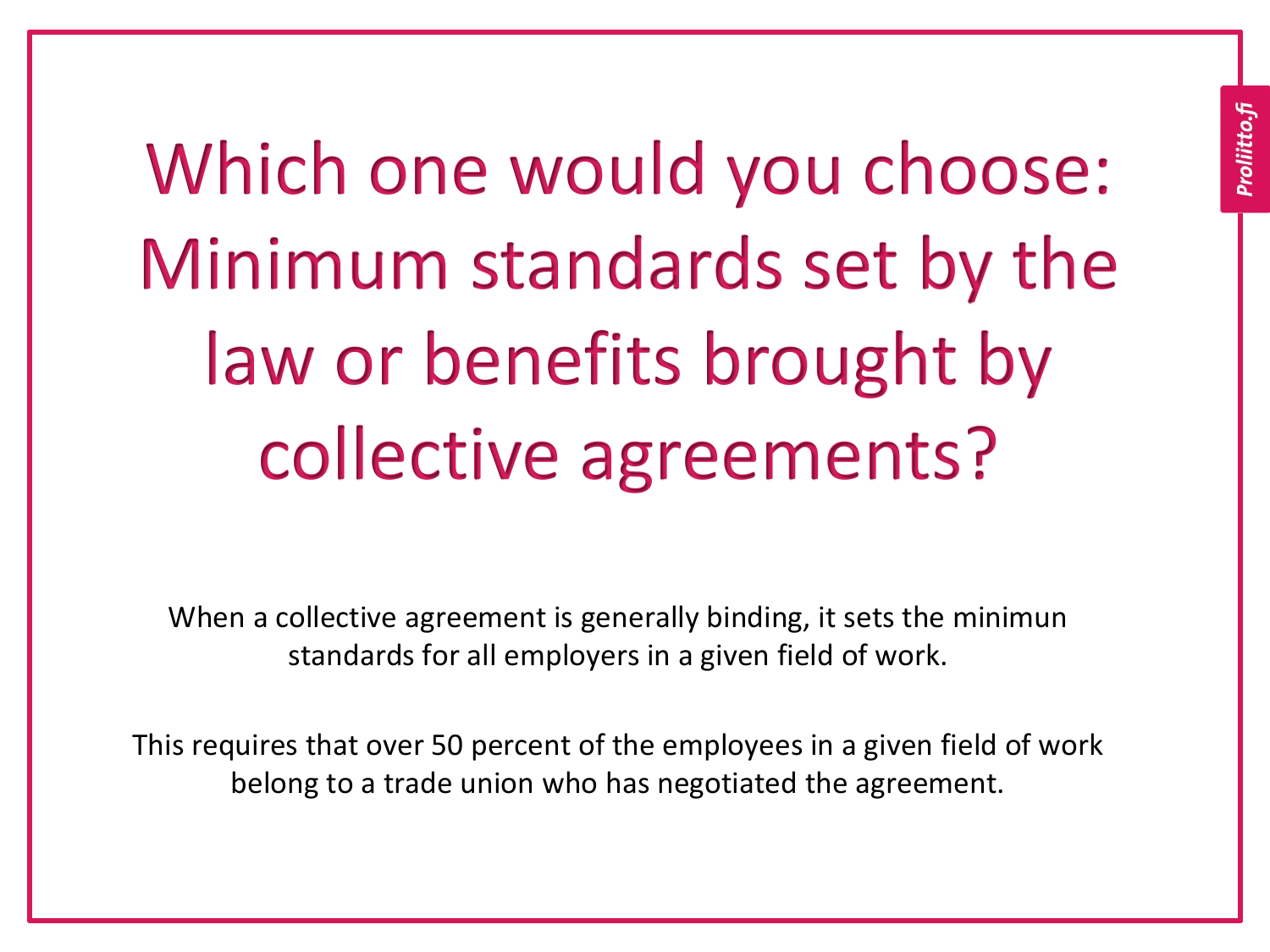# Which one would you choose: Minimum standards set by the law or benefits brought by collective agreements?

When a collective agreement is generally binding, it sets the minimun standards for all employers in a given field of work.

This requires that over 50 percent of the employees in a given field of work belong to a trade union who has negotiated the agreement.